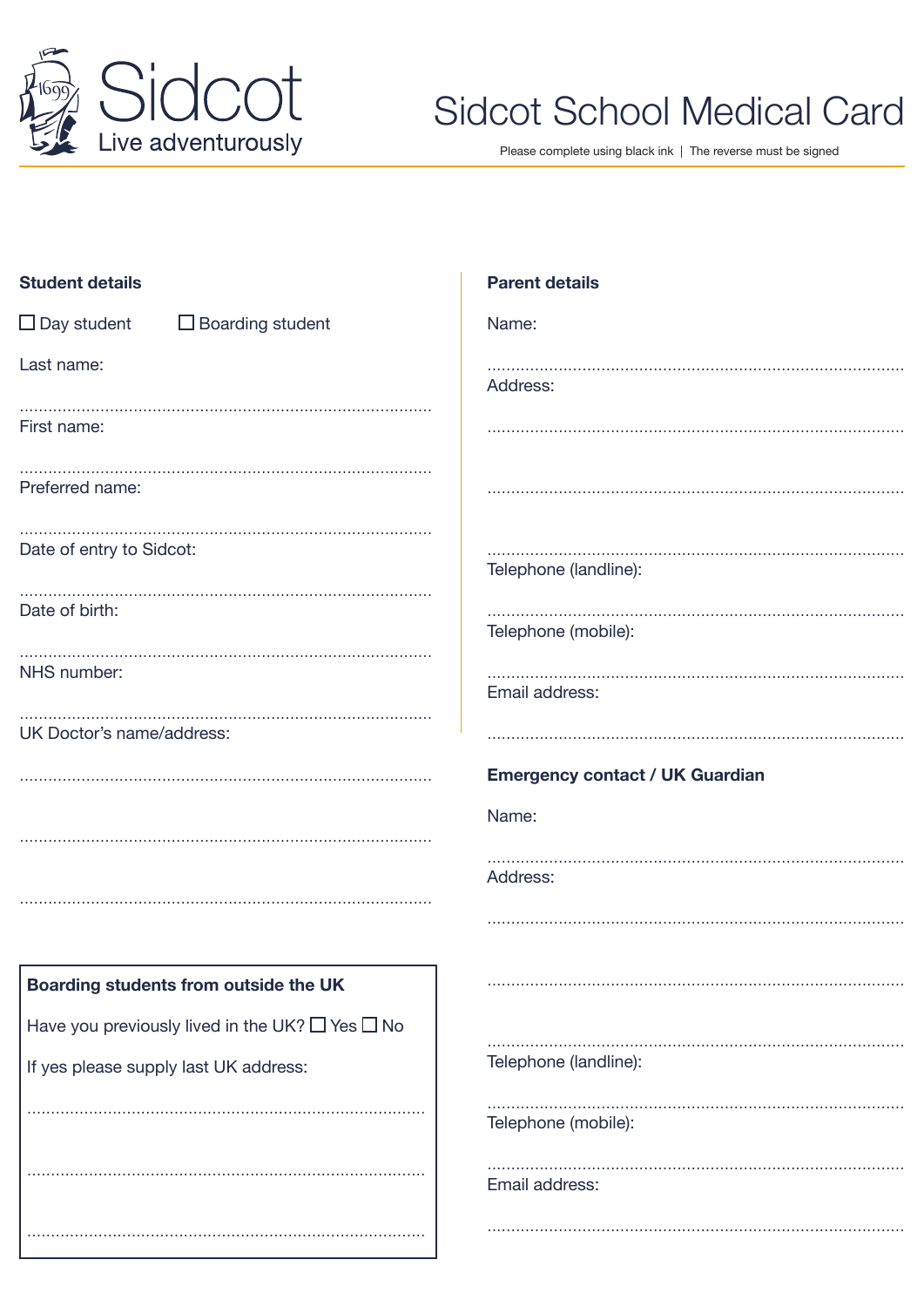Sidcot
Live adventurously

# Sidcot School Medical Card

Please complete using black ink | The reverse must be signed

## Student details

☐ Day student ☐ Boarding student

Last name:

..........................................................................................

First name:

..........................................................................................

Preferred name:

..........................................................................................

Date of entry to Sidcot:

..........................................................................................

Date of birth:

..........................................................................................

NHS number:

..........................................................................................

UK Doctor's name/address:

..........................................................................................

..........................................................................................

..........................................................................................

### Boarding students from outside the UK

Have you previously lived in the UK? ☐ Yes ☐ No

If yes please supply last UK address:

..........................................................................................

..........................................................................................

..........................................................................................

## Parent details

Name:

..........................................................................................

Address:

..........................................................................................

..........................................................................................

..........................................................................................

Telephone (landline):

..........................................................................................

Telephone (mobile):

..........................................................................................

Email address:

..........................................................................................

## Emergency contact / UK Guardian

Name:

..........................................................................................

Address:

..........................................................................................

..........................................................................................

..........................................................................................

Telephone (landline):

..........................................................................................

Telephone (mobile):

..........................................................................................

Email address:

..........................................................................................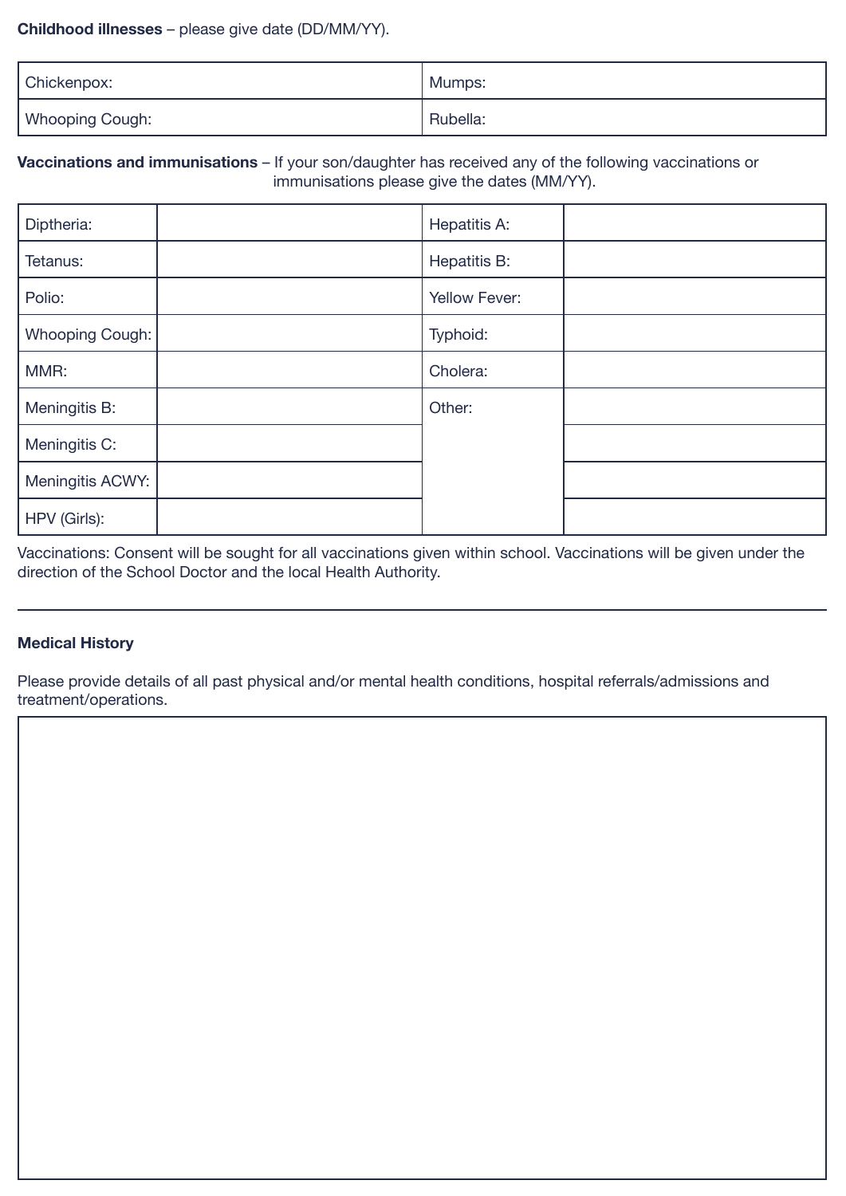**Childhood illnesses** – please give date (DD/MM/YY).

| Chickenpox: | Mumps: |
|---|---|
| Whooping Cough: | Rubella: |

**Vaccinations and immunisations** – If your son/daughter has received any of the following vaccinations or immunisations please give the dates (MM/YY).

| | | | |
|---|---|---|---|
| Diptheria: | | Hepatitis A: | |
| Tetanus: | | Hepatitis B: | |
| Polio: | | Yellow Fever: | |
| Whooping Cough: | | Typhoid: | |
| MMR: | | Cholera: | |
| Meningitis B: | | Other: | |
| Meningitis C: | | | |
| Meningitis ACWY: | | | |
| HPV (Girls): | | | |

Vaccinations: Consent will be sought for all vaccinations given within school. Vaccinations will be given under the direction of the School Doctor and the local Health Authority.

---

**Medical History**

Please provide details of all past physical and/or mental health conditions, hospital referrals/admissions and treatment/operations.

| |
|---|
| |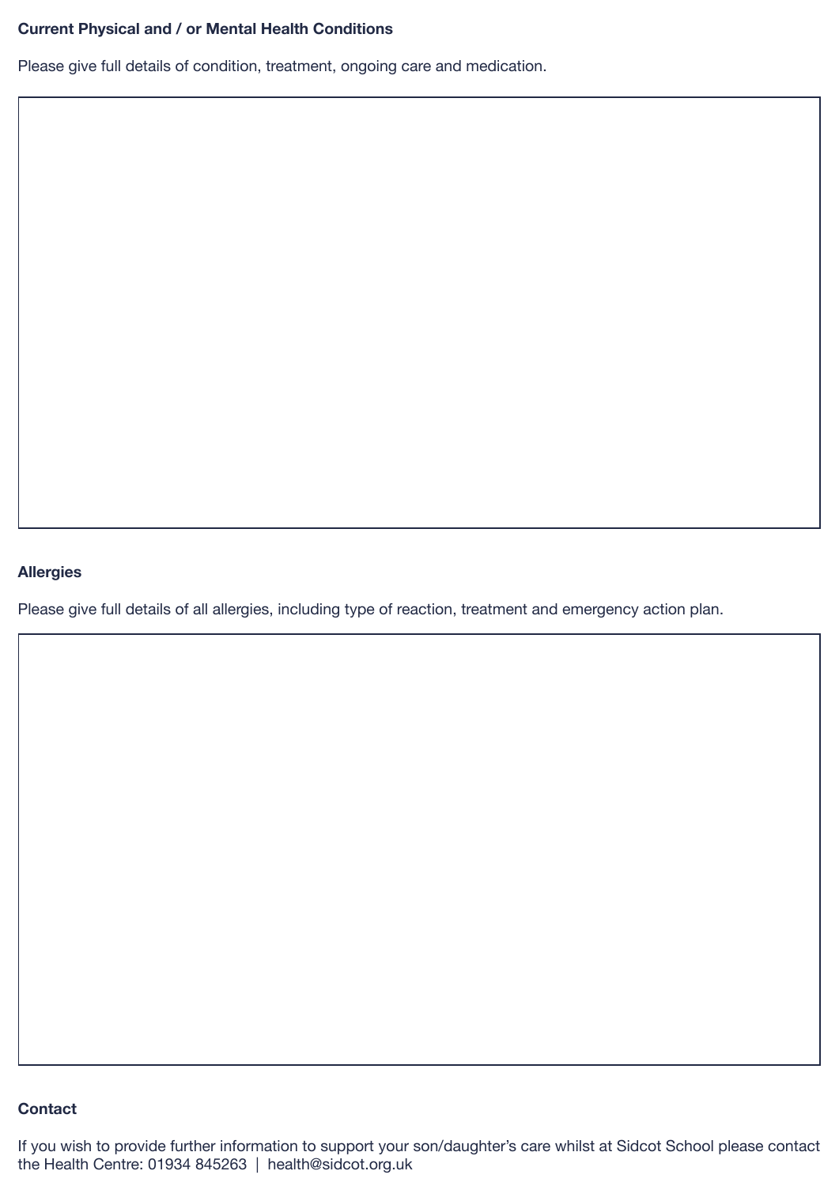**Current Physical and / or Mental Health Conditions**

Please give full details of condition, treatment, ongoing care and medication.

**Allergies**

Please give full details of all allergies, including type of reaction, treatment and emergency action plan.

**Contact**

If you wish to provide further information to support your son/daughter's care whilst at Sidcot School please contact the Health Centre: 01934 845263 | health@sidcot.org.uk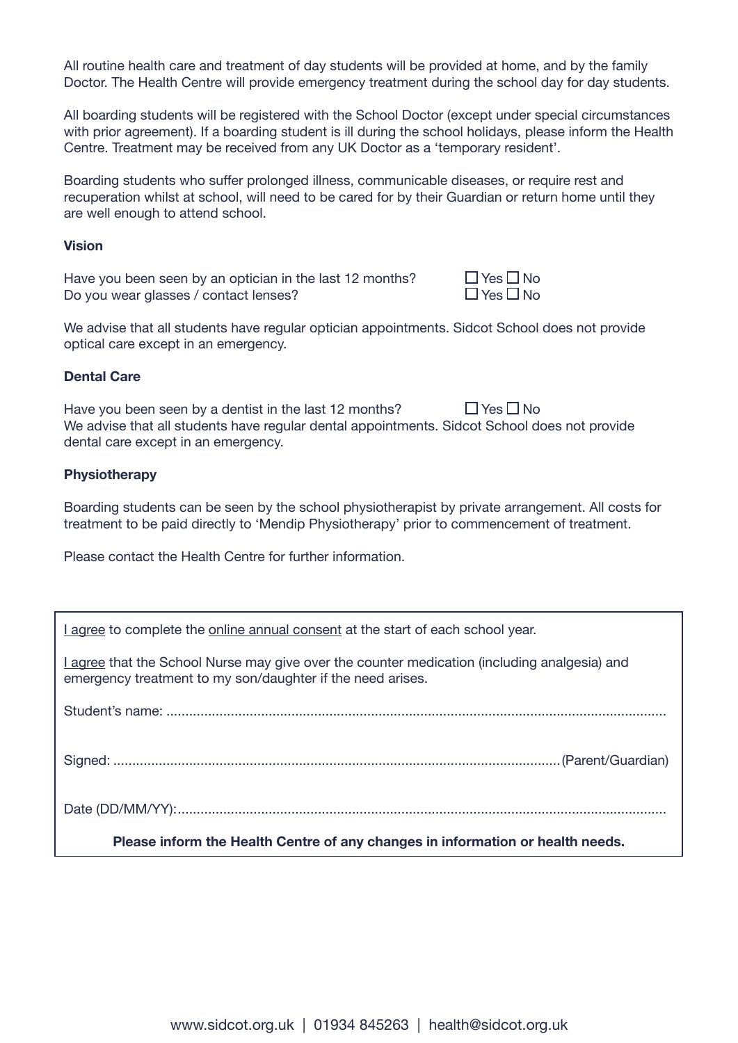All routine health care and treatment of day students will be provided at home, and by the family Doctor. The Health Centre will provide emergency treatment during the school day for day students.

All boarding students will be registered with the School Doctor (except under special circumstances with prior agreement). If a boarding student is ill during the school holidays, please inform the Health Centre. Treatment may be received from any UK Doctor as a 'temporary resident'.

Boarding students who suffer prolonged illness, communicable diseases, or require rest and recuperation whilst at school, will need to be cared for by their Guardian or return home until they are well enough to attend school.

**Vision**

Have you been seen by an optician in the last 12 months? ☐ Yes ☐ No
Do you wear glasses / contact lenses? ☐ Yes ☐ No

We advise that all students have regular optician appointments. Sidcot School does not provide optical care except in an emergency.

**Dental Care**

Have you been seen by a dentist in the last 12 months? ☐ Yes ☐ No
We advise that all students have regular dental appointments. Sidcot School does not provide dental care except in an emergency.

**Physiotherapy**

Boarding students can be seen by the school physiotherapist by private arrangement. All costs for treatment to be paid directly to 'Mendip Physiotherapy' prior to commencement of treatment.

Please contact the Health Centre for further information.

<u>I agree</u> to complete the <u>online annual consent</u> at the start of each school year.

<u>I agree</u> that the School Nurse may give over the counter medication (including analgesia) and emergency treatment to my son/daughter if the need arises.

Student's name: ..................................................................................................................................

Signed: ..................................................................................................................(Parent/Guardian)

Date (DD/MM/YY):...............................................................................................................................

**Please inform the Health Centre of any changes in information or health needs.**

www.sidcot.org.uk | 01934 845263 | health@sidcot.org.uk